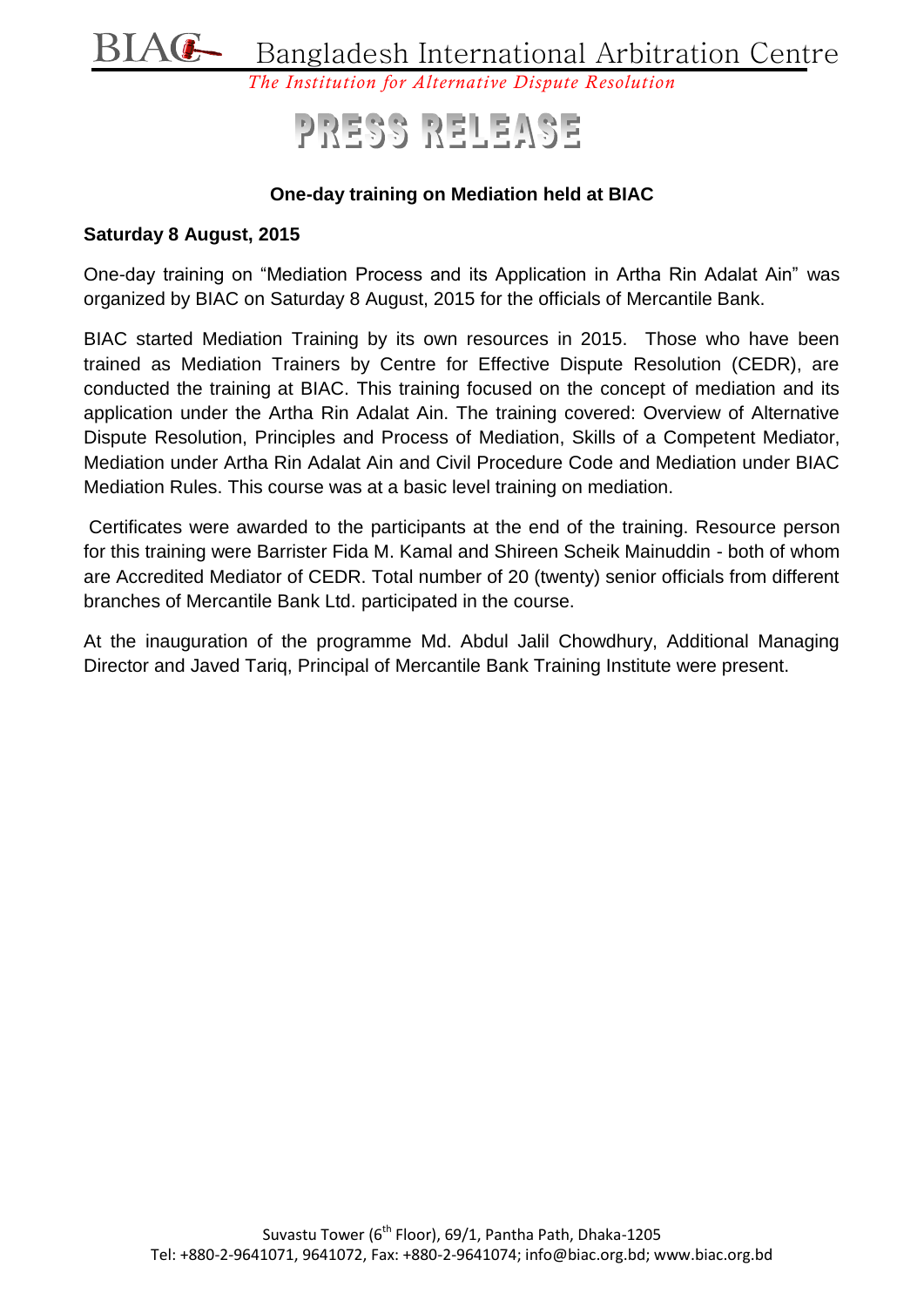BIAC Bangladesh International Arbitration Centre

*The Institution for Alternative Dispute Resolution*

# PRESS RELEASE

**One-day training on Mediation held at BIAC**

**Saturday 8 August, 2015**

One-day training on "Mediation Process and its Application in Artha Rin Adalat Ain" was organized by BIAC on Saturday 8 August, 2015 for the officials of Mercantile Bank.

BIAC started Mediation Training by its own resources in 2015. Those who have been trained as Mediation Trainers by Centre for Effective Dispute Resolution (CEDR), are conducted the training at BIAC. This training focused on the concept of mediation and its application under the Artha Rin Adalat Ain. The training covered: Overview of Alternative Dispute Resolution, Principles and Process of Mediation, Skills of a Competent Mediator, Mediation under Artha Rin Adalat Ain and Civil Procedure Code and Mediation under BIAC Mediation Rules. This course was at a basic level training on mediation.

Certificates were awarded to the participants at the end of the training. Resource person for this training were Barrister Fida M. Kamal and Shireen Scheik Mainuddin - both of whom are Accredited Mediator of CEDR. Total number of 20 (twenty) senior officials from different branches of Mercantile Bank Ltd. participated in the course.

At the inauguration of the programme Md. Abdul Jalil Chowdhury, Additional Managing Director and Javed Tariq, Principal of Mercantile Bank Training Institute were present.

Suvastu Tower (6th Floor), 69/1, Pantha Path, Dhaka-1205
Tel: +880-2-9641071, 9641072, Fax: +880-2-9641074; info@biac.org.bd; www.biac.org.bd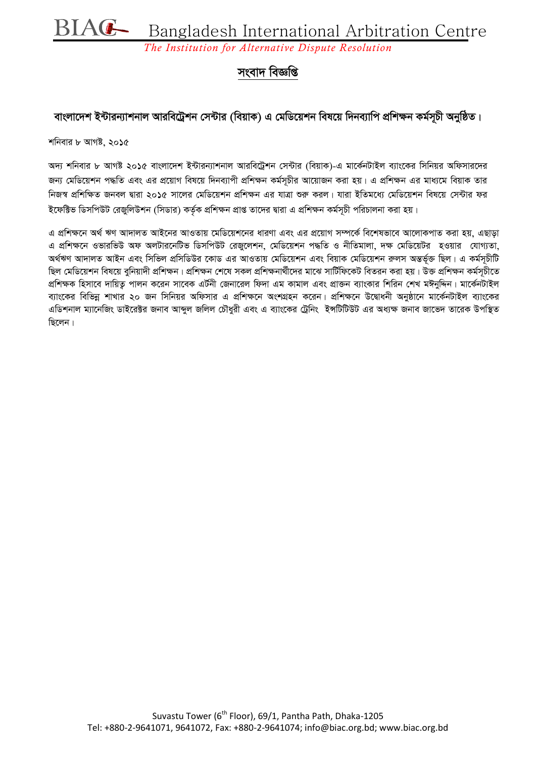# সংবাদ বিজ্ঞপ্তি

## বাংলাদেশ ইন্টারন্যাশনাল আরবিট্রেশন সেন্টার (বিয়াক) এ মেডিয়েশন বিষয়ে দিনব্যাপি প্রশিক্ষন কর্মসূচী অনুষ্ঠিত।

শনিবার ৮ আগষ্ট, ২০১৫

অদ্য শনিবার ৮ আগষ্ট ২০১৫ বাংলাদেশ ইন্টারন্যাশনাল আরবিট্রেশন সেন্টার (বিয়াক)-এ মার্কেনটাইল ব্যাংকের সিনিয়র অফিসারদের জন্য মেডিয়েশন পদ্ধতি এবং এর প্রয়োগ বিষয়ে দিনব্যাপী প্রশিক্ষন কর্মসূচীর আয়োজন করা হয়। এ প্রশিক্ষন এর মাধ্যমে বিয়াক তার নিজস্ব প্রশিক্ষিত জনবল দ্বারা ২০১৫ সালের মেডিয়েশন প্রশিক্ষন এর যাত্রা শুরু করল। যারা ইতিমধ্যে মেডিয়েশন বিষয়ে সেন্টার ফর ইফেক্টিভ ডিসপিউট রেজুলিউশন (সিডার) কর্তৃক প্রশিক্ষন প্রাপ্ত তাদের দ্বারা এ প্রশিক্ষন কর্মসূচী পরিচালনা করা হয়।

এ প্রশিক্ষনে অর্থ ঋণ আদালত আইনের আওতায় মেডিয়েশনের ধারণা এবং এর প্রয়োগ সম্পর্কে বিশেষভাবে আলোকপাত করা হয়, এছাড়া এ প্রশিক্ষনে ওভারভিউ অফ অলটারনেটিভ ডিসপিউট রেজুলেশন, মেডিয়েশন পদ্ধতি ও নীতিমালা, দক্ষ মেডিয়েটর হওয়ার যোগ্যতা, অর্থঋণ আদালত আইন এবং সিভিল প্রসিডিউর কোড এর আওতায় মেডিয়েশন এবং বিয়াক মেডিয়েশন রুলস অন্তর্ভূক্ত ছিল। এ কর্মসূচীটি ছিল মেডিয়েশন বিষয়ে বুনিয়াদী প্রশিক্ষন। প্রশিক্ষন শেষে সকল প্রশিক্ষনার্থীদের মাঝে সার্টিফিকেট বিতরন করা হয়। উক্ত প্রশিক্ষন কর্মসূচীতে প্রশিক্ষক হিসাবে দায়িত্ব পালন করেন সাবেক এর্টনী জেনারেল ফিদা এম কামাল এবং প্রাক্তন ব্যাংকার শিরিন শেখ মঈনুদ্দিন। মার্কেনটাইল ব্যাংকের বিভিন্ন শাখার ২০ জন সিনিয়র অফিসার এ প্রশিক্ষনে অংশগ্রহন করেন। প্রশিক্ষনে উদ্বোধনী অনুষ্ঠানে মার্কেনটাইল ব্যাংকের এডিশনাল ম্যানেজিং ডাইরেক্টর জনাব আব্দুল জলিল চৌধুরী এবং এ ব্যাংকের ট্রেনিং ইন্সটিটিউট এর অধ্যক্ষ জনাব জাভেদ তারেক উপস্থিত ছিলেন।